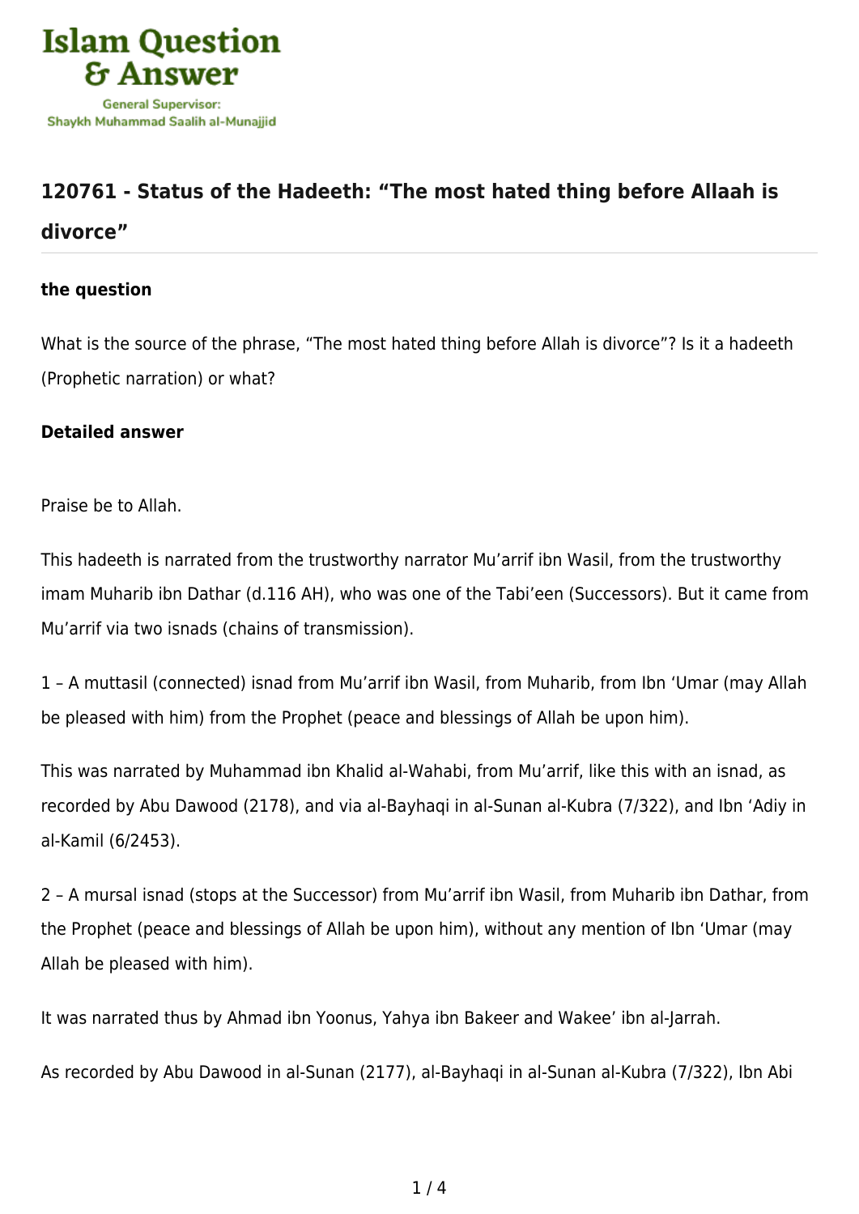Islam Question & Answer

General Supervisor: Shaykh Muhammad Saalih al-Munajjid

## 120761 - Status of the Hadeeth: “The most hated thing before Allaah is divorce”

**the question**

What is the source of the phrase, “The most hated thing before Allah is divorce”? Is it a hadeeth (Prophetic narration) or what?

**Detailed answer**

Praise be to Allah.

This hadeeth is narrated from the trustworthy narrator Mu’arrif ibn Wasil, from the trustworthy imam Muharib ibn Dathar (d.116 AH), who was one of the Tabi’een (Successors). But it came from Mu’arrif via two isnads (chains of transmission).

1 – A muttasil (connected) isnad from Mu’arrif ibn Wasil, from Muharib, from Ibn ‘Umar (may Allah be pleased with him) from the Prophet (peace and blessings of Allah be upon him).

This was narrated by Muhammad ibn Khalid al-Wahabi, from Mu’arrif, like this with an isnad, as recorded by Abu Dawood (2178), and via al-Bayhaqi in al-Sunan al-Kubra (7/322), and Ibn ‘Adiy in al-Kamil (6/2453).

2 – A mursal isnad (stops at the Successor) from Mu’arrif ibn Wasil, from Muharib ibn Dathar, from the Prophet (peace and blessings of Allah be upon him), without any mention of Ibn ‘Umar (may Allah be pleased with him).

It was narrated thus by Ahmad ibn Yoonus, Yahya ibn Bakeer and Wakee’ ibn al-Jarrah.

As recorded by Abu Dawood in al-Sunan (2177), al-Bayhaqi in al-Sunan al-Kubra (7/322), Ibn Abi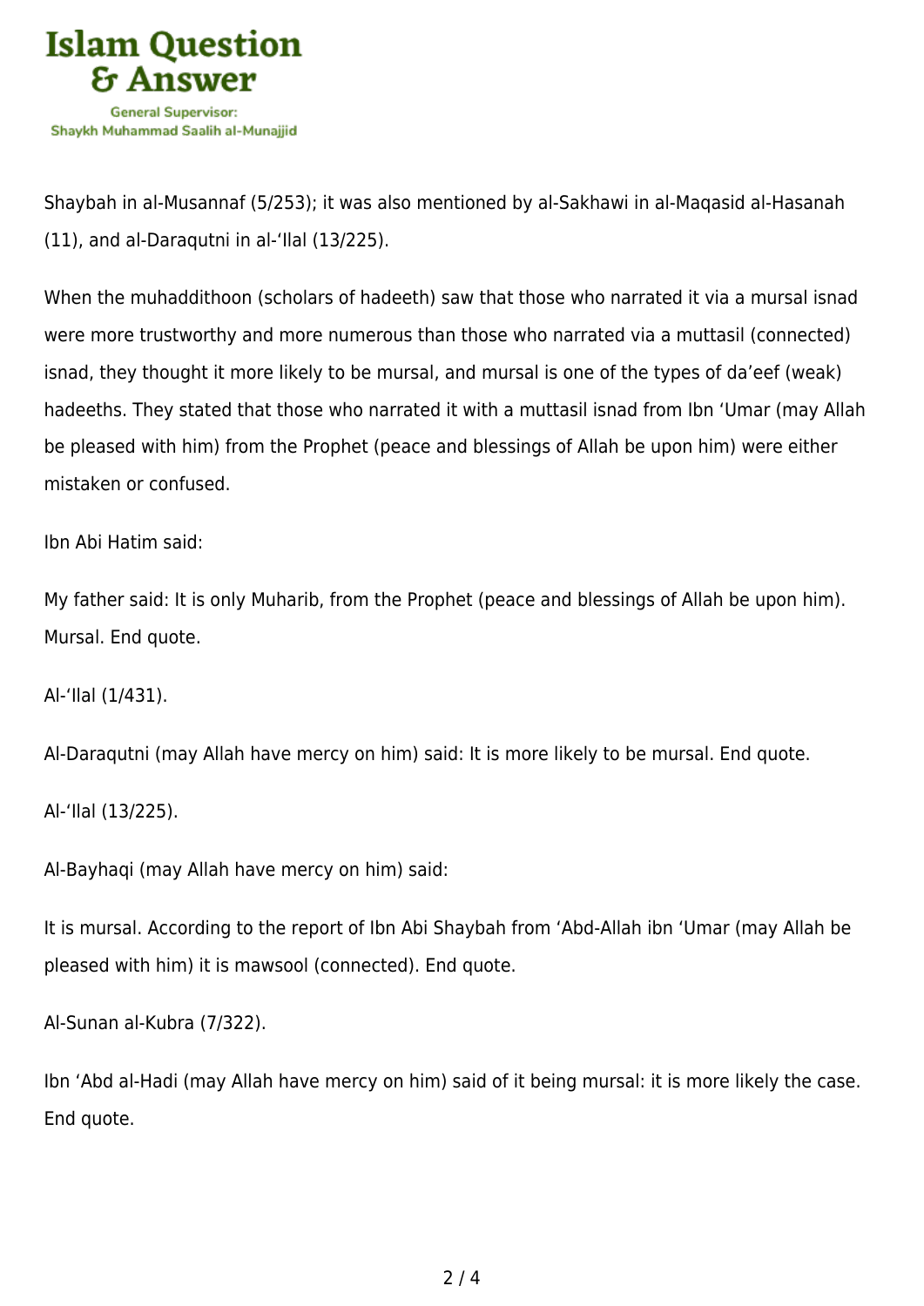Shaybah in al-Musannaf (5/253); it was also mentioned by al-Sakhawi in al-Maqasid al-Hasanah (11), and al-Daraqutni in al-'Ilal (13/225).

When the muhaddithoon (scholars of hadeeth) saw that those who narrated it via a mursal isnad were more trustworthy and more numerous than those who narrated via a muttasil (connected) isnad, they thought it more likely to be mursal, and mursal is one of the types of da'eef (weak) hadeeths. They stated that those who narrated it with a muttasil isnad from Ibn 'Umar (may Allah be pleased with him) from the Prophet (peace and blessings of Allah be upon him) were either mistaken or confused.

Ibn Abi Hatim said:

My father said: It is only Muharib, from the Prophet (peace and blessings of Allah be upon him). Mursal. End quote.

Al-'Ilal (1/431).

Al-Daraqutni (may Allah have mercy on him) said: It is more likely to be mursal. End quote.

Al-'Ilal (13/225).

Al-Bayhaqi (may Allah have mercy on him) said:

It is mursal. According to the report of Ibn Abi Shaybah from 'Abd-Allah ibn 'Umar (may Allah be pleased with him) it is mawsool (connected). End quote.

Al-Sunan al-Kubra (7/322).

Ibn 'Abd al-Hadi (may Allah have mercy on him) said of it being mursal: it is more likely the case. End quote.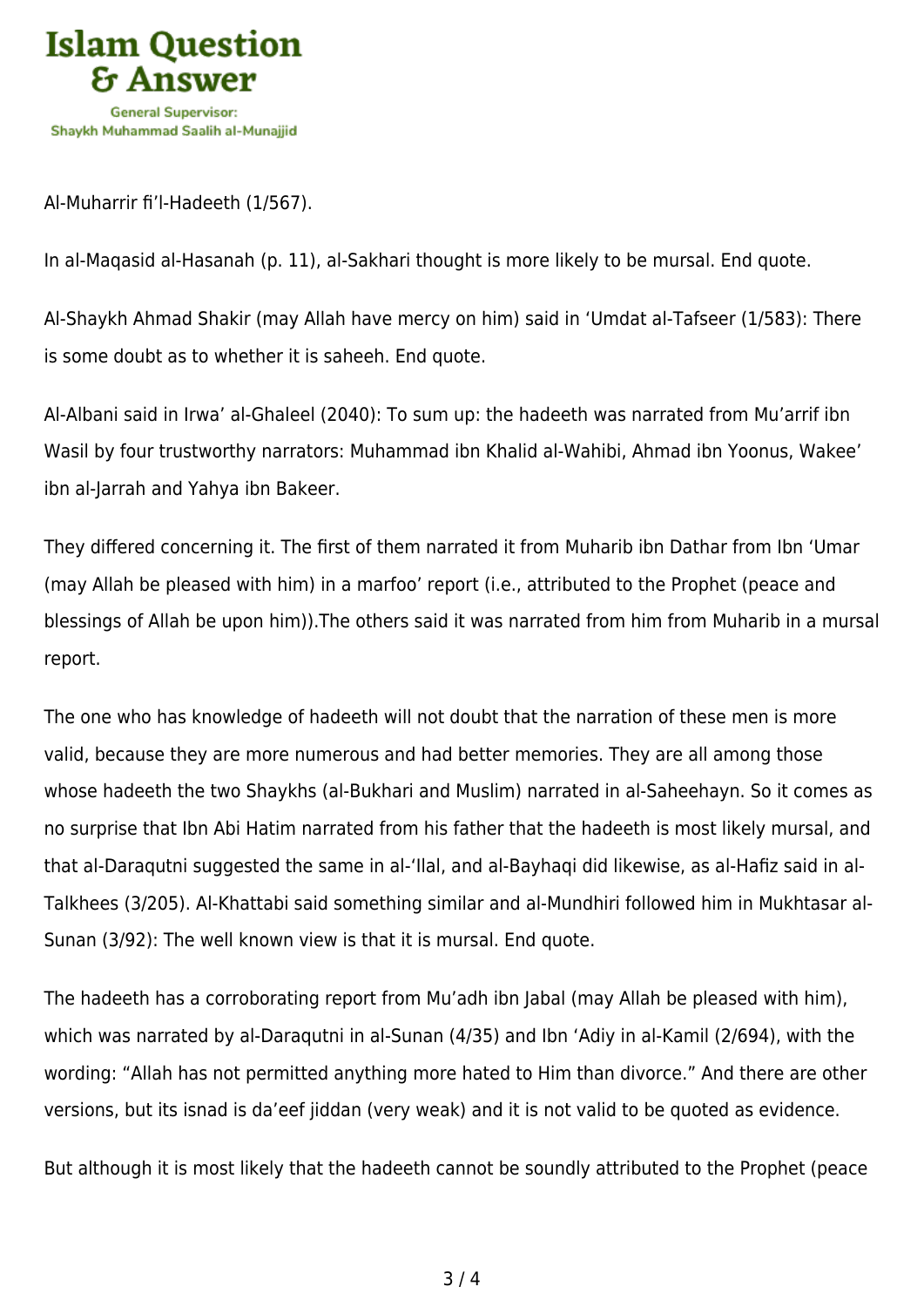Al-Muharrir fi'l-Hadeeth (1/567).

In al-Maqasid al-Hasanah (p. 11), al-Sakhari thought is more likely to be mursal. End quote.

Al-Shaykh Ahmad Shakir (may Allah have mercy on him) said in 'Umdat al-Tafseer (1/583): There is some doubt as to whether it is saheeh. End quote.

Al-Albani said in Irwa' al-Ghaleel (2040): To sum up: the hadeeth was narrated from Mu'arrif ibn Wasil by four trustworthy narrators: Muhammad ibn Khalid al-Wahibi, Ahmad ibn Yoonus, Wakee' ibn al-Jarrah and Yahya ibn Bakeer.

They differed concerning it. The first of them narrated it from Muharib ibn Dathar from Ibn 'Umar (may Allah be pleased with him) in a marfoo' report (i.e., attributed to the Prophet (peace and blessings of Allah be upon him)).The others said it was narrated from him from Muharib in a mursal report.

The one who has knowledge of hadeeth will not doubt that the narration of these men is more valid, because they are more numerous and had better memories. They are all among those whose hadeeth the two Shaykhs (al-Bukhari and Muslim) narrated in al-Saheehayn. So it comes as no surprise that Ibn Abi Hatim narrated from his father that the hadeeth is most likely mursal, and that al-Daraqutni suggested the same in al-'Ilal, and al-Bayhaqi did likewise, as al-Hafiz said in al-Talkhees (3/205). Al-Khattabi said something similar and al-Mundhiri followed him in Mukhtasar al-Sunan (3/92): The well known view is that it is mursal. End quote.

The hadeeth has a corroborating report from Mu'adh ibn Jabal (may Allah be pleased with him), which was narrated by al-Daraqutni in al-Sunan (4/35) and Ibn 'Adiy in al-Kamil (2/694), with the wording: "Allah has not permitted anything more hated to Him than divorce." And there are other versions, but its isnad is da'eef jiddan (very weak) and it is not valid to be quoted as evidence.

But although it is most likely that the hadeeth cannot be soundly attributed to the Prophet (peace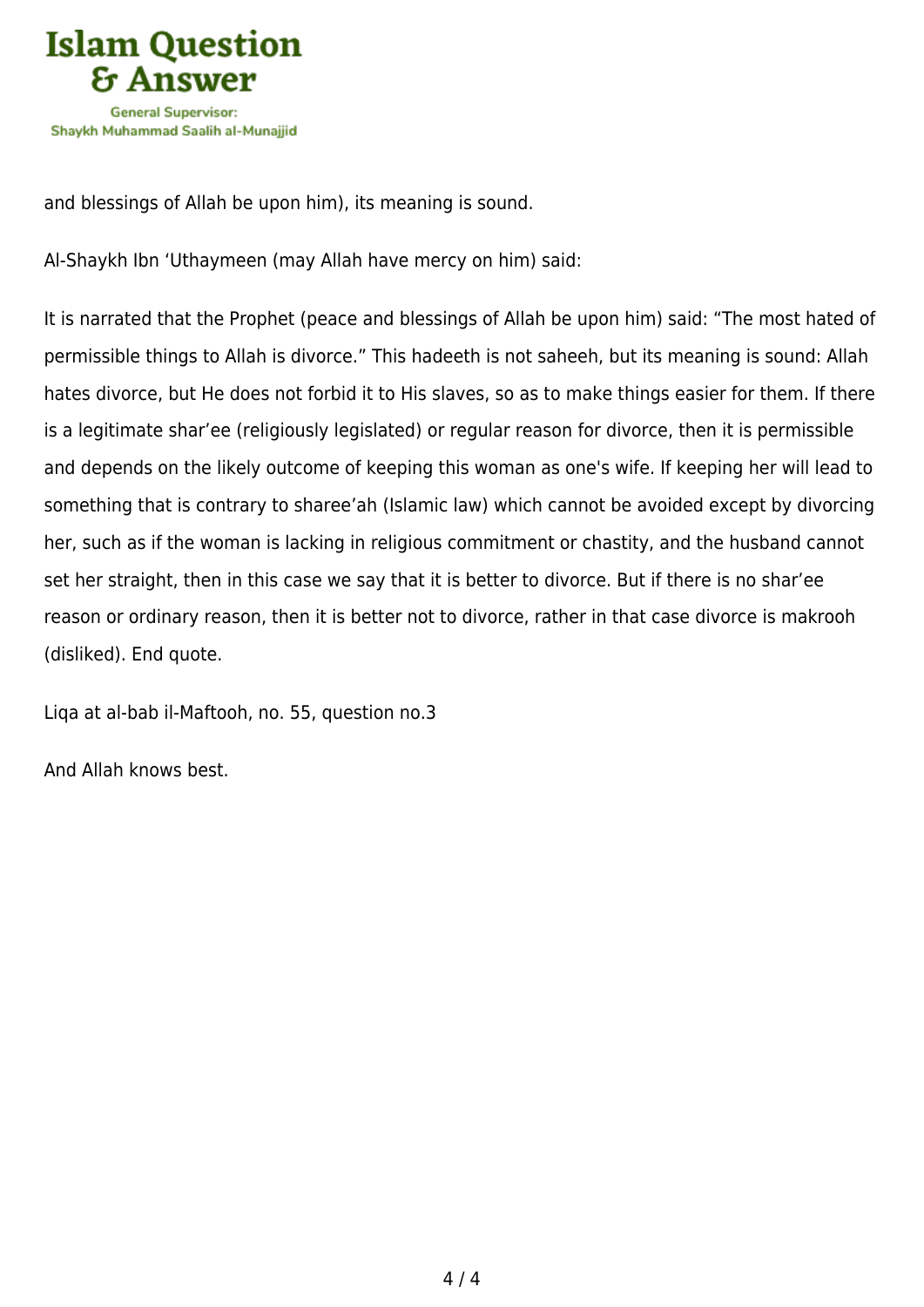and blessings of Allah be upon him), its meaning is sound.

Al-Shaykh Ibn 'Uthaymeen (may Allah have mercy on him) said:

It is narrated that the Prophet (peace and blessings of Allah be upon him) said: "The most hated of permissible things to Allah is divorce." This hadeeth is not saheeh, but its meaning is sound: Allah hates divorce, but He does not forbid it to His slaves, so as to make things easier for them. If there is a legitimate shar'ee (religiously legislated) or regular reason for divorce, then it is permissible and depends on the likely outcome of keeping this woman as one's wife. If keeping her will lead to something that is contrary to sharee'ah (Islamic law) which cannot be avoided except by divorcing her, such as if the woman is lacking in religious commitment or chastity, and the husband cannot set her straight, then in this case we say that it is better to divorce. But if there is no shar'ee reason or ordinary reason, then it is better not to divorce, rather in that case divorce is makrooh (disliked). End quote.

Liqa at al-bab il-Maftooh, no. 55, question no.3

And Allah knows best.